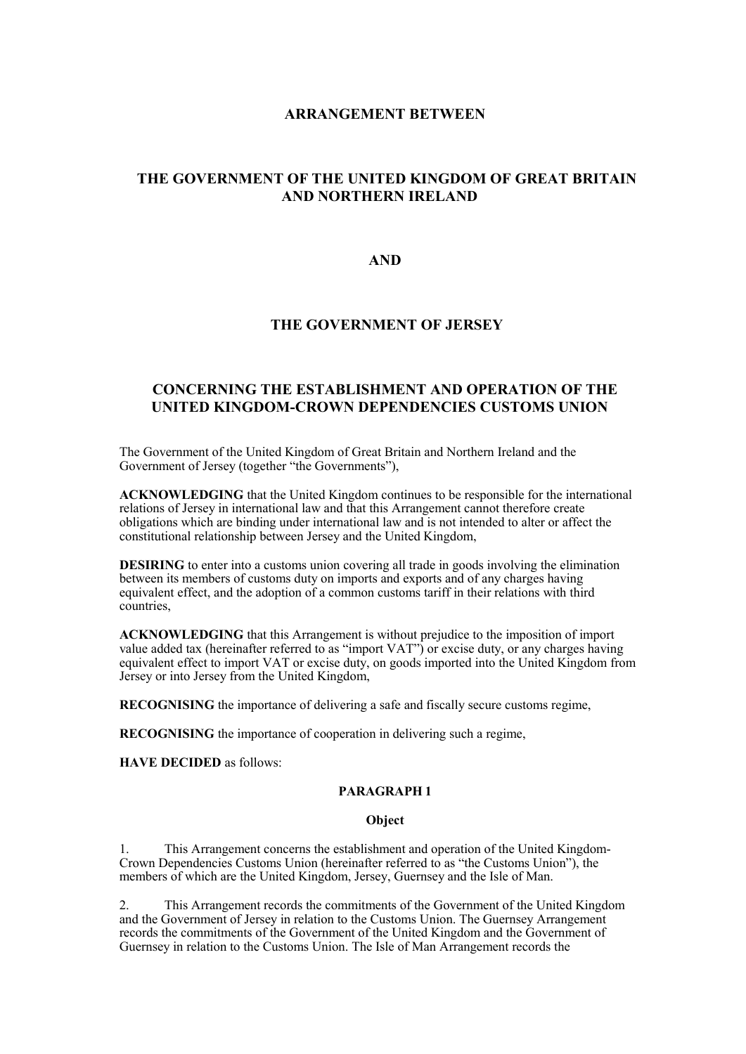# ARRANGEMENT BETWEEN

# THE GOVERNMENT OF THE UNITED KINGDOM OF GREAT BRITAIN AND NORTHERN IRELAND

# AND

# THE GOVERNMENT OF JERSEY

# CONCERNING THE ESTABLISHMENT AND OPERATION OF THE UNITED KINGDOM-CROWN DEPENDENCIES CUSTOMS UNION

The Government of the United Kingdom of Great Britain and Northern Ireland and the Government of Jersey (together "the Governments"),

**ACKNOWLEDGING** that the United Kingdom continues to be responsible for the international relations of Jersey in international law and that this Arrangement cannot therefore create obligations which are binding under international law and is not intended to alter or affect the constitutional relationship between Jersey and the United Kingdom,

**DESIRING** to enter into a customs union covering all trade in goods involving the elimination between its members of customs duty on imports and exports and of any charges having equivalent effect, and the adoption of a common customs tariff in their relations with third countries,

**ACKNOWLEDGING** that this Arrangement is without prejudice to the imposition of import value added tax (hereinafter referred to as "import VAT") or excise duty, or any charges having equivalent effect to import VAT or excise duty, on goods imported into the United Kingdom from Jersey or into Jersey from the United Kingdom,

**RECOGNISING** the importance of delivering a safe and fiscally secure customs regime,

**RECOGNISING** the importance of cooperation in delivering such a regime,

**HAVE DECIDED** as follows:

## PARAGRAPH 1

### Object

1. This Arrangement concerns the establishment and operation of the United Kingdom-Crown Dependencies Customs Union (hereinafter referred to as "the Customs Union"), the members of which are the United Kingdom, Jersey, Guernsey and the Isle of Man.

2. This Arrangement records the commitments of the Government of the United Kingdom and the Government of Jersey in relation to the Customs Union. The Guernsey Arrangement records the commitments of the Government of the United Kingdom and the Government of Guernsey in relation to the Customs Union. The Isle of Man Arrangement records the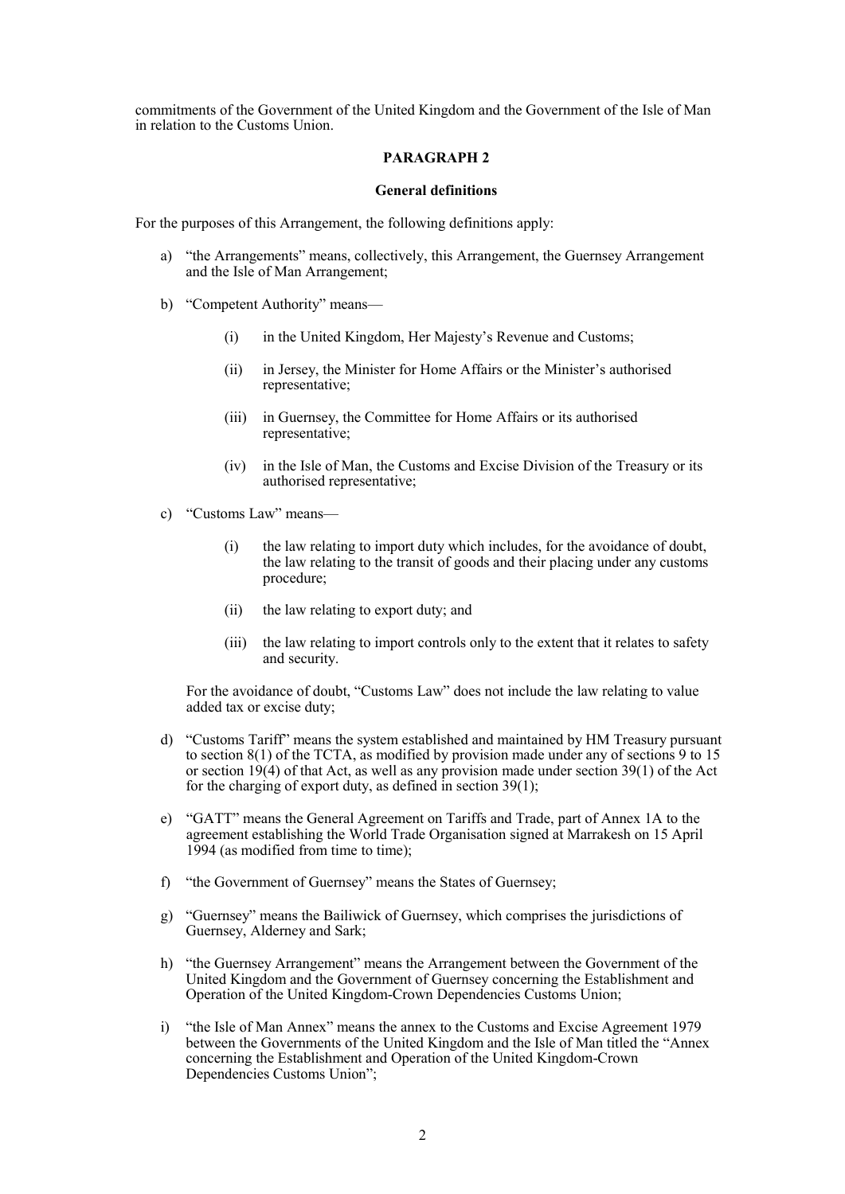commitments of the Government of the United Kingdom and the Government of the Isle of Man in relation to the Customs Union.

**PARAGRAPH 2**

**General definitions**

For the purposes of this Arrangement, the following definitions apply:

a) "the Arrangements" means, collectively, this Arrangement, the Guernsey Arrangement and the Isle of Man Arrangement;

b) "Competent Authority" means—

   (i) in the United Kingdom, Her Majesty's Revenue and Customs;

   (ii) in Jersey, the Minister for Home Affairs or the Minister's authorised representative;

   (iii) in Guernsey, the Committee for Home Affairs or its authorised representative;

   (iv) in the Isle of Man, the Customs and Excise Division of the Treasury or its authorised representative;

c) "Customs Law" means—

   (i) the law relating to import duty which includes, for the avoidance of doubt, the law relating to the transit of goods and their placing under any customs procedure;

   (ii) the law relating to export duty; and

   (iii) the law relating to import controls only to the extent that it relates to safety and security.

   For the avoidance of doubt, "Customs Law" does not include the law relating to value added tax or excise duty;

d) "Customs Tariff" means the system established and maintained by HM Treasury pursuant to section 8(1) of the TCTA, as modified by provision made under any of sections 9 to 15 or section 19(4) of that Act, as well as any provision made under section 39(1) of the Act for the charging of export duty, as defined in section 39(1);

e) "GATT" means the General Agreement on Tariffs and Trade, part of Annex 1A to the agreement establishing the World Trade Organisation signed at Marrakesh on 15 April 1994 (as modified from time to time);

f) "the Government of Guernsey" means the States of Guernsey;

g) "Guernsey" means the Bailiwick of Guernsey, which comprises the jurisdictions of Guernsey, Alderney and Sark;

h) "the Guernsey Arrangement" means the Arrangement between the Government of the United Kingdom and the Government of Guernsey concerning the Establishment and Operation of the United Kingdom-Crown Dependencies Customs Union;

i) "the Isle of Man Annex" means the annex to the Customs and Excise Agreement 1979 between the Governments of the United Kingdom and the Isle of Man titled the "Annex concerning the Establishment and Operation of the United Kingdom-Crown Dependencies Customs Union";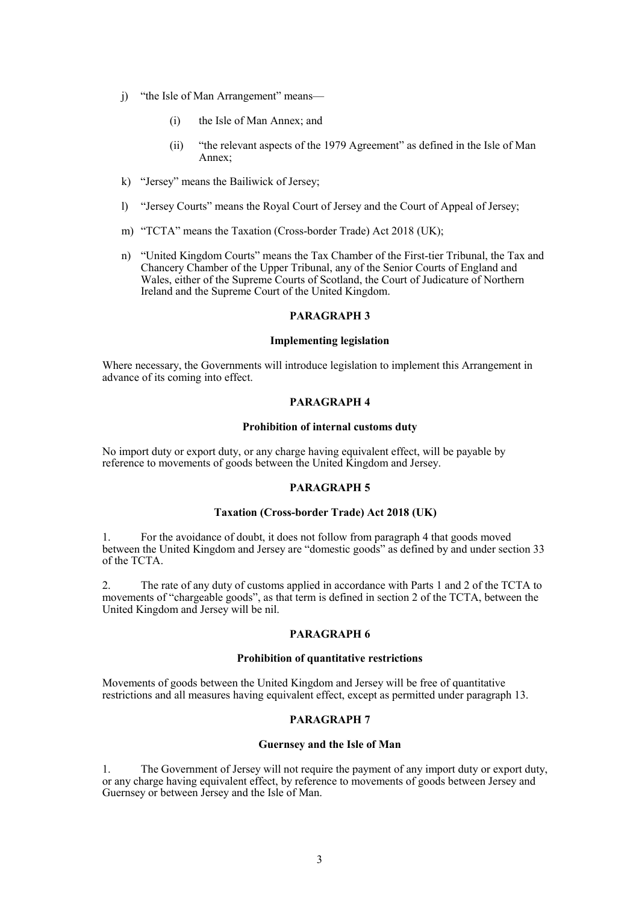j) "the Isle of Man Arrangement" means—

    (i) the Isle of Man Annex; and

    (ii) "the relevant aspects of the 1979 Agreement" as defined in the Isle of Man Annex;

k) "Jersey" means the Bailiwick of Jersey;

l) "Jersey Courts" means the Royal Court of Jersey and the Court of Appeal of Jersey;

m) "TCTA" means the Taxation (Cross-border Trade) Act 2018 (UK);

n) "United Kingdom Courts" means the Tax Chamber of the First-tier Tribunal, the Tax and Chancery Chamber of the Upper Tribunal, any of the Senior Courts of England and Wales, either of the Supreme Courts of Scotland, the Court of Judicature of Northern Ireland and the Supreme Court of the United Kingdom.

## PARAGRAPH 3

### Implementing legislation

Where necessary, the Governments will introduce legislation to implement this Arrangement in advance of its coming into effect.

## PARAGRAPH 4

### Prohibition of internal customs duty

No import duty or export duty, or any charge having equivalent effect, will be payable by reference to movements of goods between the United Kingdom and Jersey.

## PARAGRAPH 5

### Taxation (Cross-border Trade) Act 2018 (UK)

1. For the avoidance of doubt, it does not follow from paragraph 4 that goods moved between the United Kingdom and Jersey are "domestic goods" as defined by and under section 33 of the TCTA.

2. The rate of any duty of customs applied in accordance with Parts 1 and 2 of the TCTA to movements of "chargeable goods", as that term is defined in section 2 of the TCTA, between the United Kingdom and Jersey will be nil.

## PARAGRAPH 6

### Prohibition of quantitative restrictions

Movements of goods between the United Kingdom and Jersey will be free of quantitative restrictions and all measures having equivalent effect, except as permitted under paragraph 13.

## PARAGRAPH 7

### Guernsey and the Isle of Man

1. The Government of Jersey will not require the payment of any import duty or export duty, or any charge having equivalent effect, by reference to movements of goods between Jersey and Guernsey or between Jersey and the Isle of Man.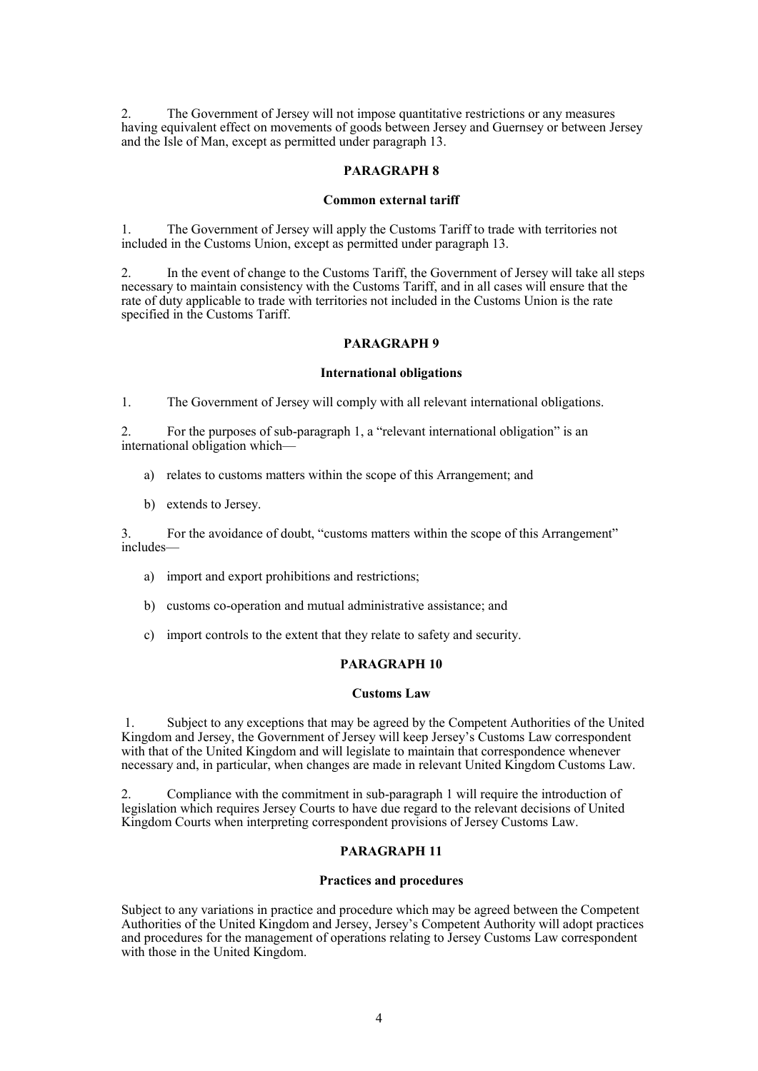2. The Government of Jersey will not impose quantitative restrictions or any measures having equivalent effect on movements of goods between Jersey and Guernsey or between Jersey and the Isle of Man, except as permitted under paragraph 13.

## PARAGRAPH 8

### Common external tariff

1. The Government of Jersey will apply the Customs Tariff to trade with territories not included in the Customs Union, except as permitted under paragraph 13.

2. In the event of change to the Customs Tariff, the Government of Jersey will take all steps necessary to maintain consistency with the Customs Tariff, and in all cases will ensure that the rate of duty applicable to trade with territories not included in the Customs Union is the rate specified in the Customs Tariff.

## PARAGRAPH 9

### International obligations

1. The Government of Jersey will comply with all relevant international obligations.

2. For the purposes of sub-paragraph 1, a "relevant international obligation" is an international obligation which—

   a) relates to customs matters within the scope of this Arrangement; and

   b) extends to Jersey.

3. For the avoidance of doubt, "customs matters within the scope of this Arrangement" includes—

   a) import and export prohibitions and restrictions;

   b) customs co-operation and mutual administrative assistance; and

   c) import controls to the extent that they relate to safety and security.

## PARAGRAPH 10

### Customs Law

1. Subject to any exceptions that may be agreed by the Competent Authorities of the United Kingdom and Jersey, the Government of Jersey will keep Jersey's Customs Law correspondent with that of the United Kingdom and will legislate to maintain that correspondence whenever necessary and, in particular, when changes are made in relevant United Kingdom Customs Law.

2. Compliance with the commitment in sub-paragraph 1 will require the introduction of legislation which requires Jersey Courts to have due regard to the relevant decisions of United Kingdom Courts when interpreting correspondent provisions of Jersey Customs Law.

## PARAGRAPH 11

### Practices and procedures

Subject to any variations in practice and procedure which may be agreed between the Competent Authorities of the United Kingdom and Jersey, Jersey's Competent Authority will adopt practices and procedures for the management of operations relating to Jersey Customs Law correspondent with those in the United Kingdom.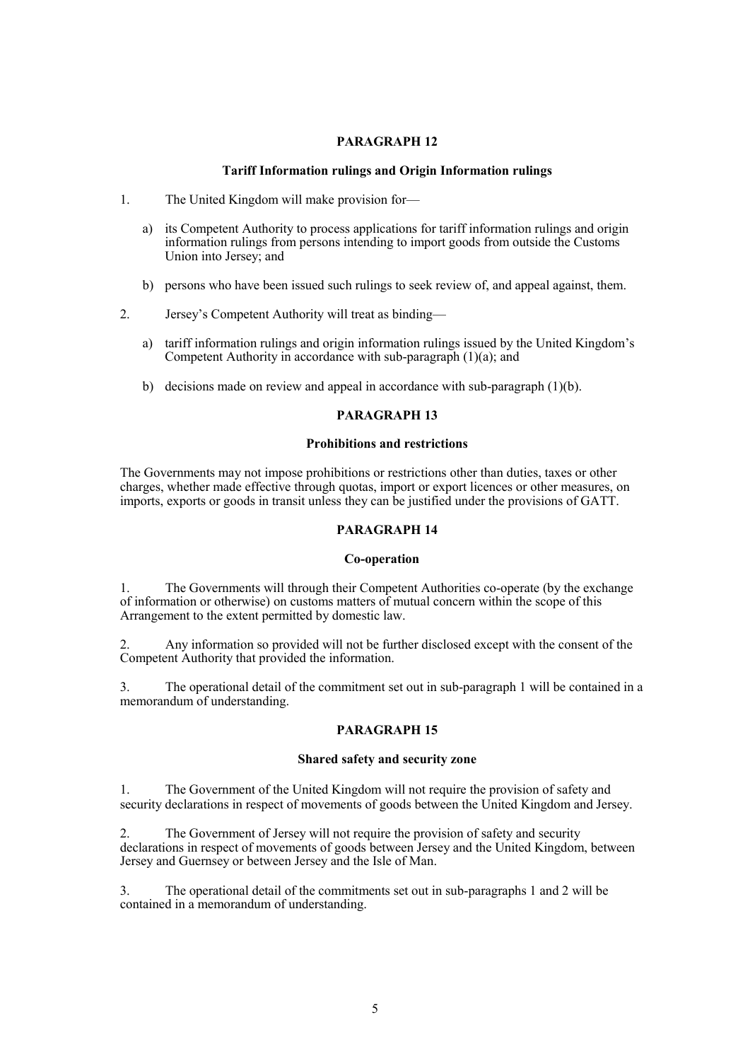## PARAGRAPH 12

### Tariff Information rulings and Origin Information rulings

1. The United Kingdom will make provision for—

   a) its Competent Authority to process applications for tariff information rulings and origin information rulings from persons intending to import goods from outside the Customs Union into Jersey; and

   b) persons who have been issued such rulings to seek review of, and appeal against, them.

2. Jersey's Competent Authority will treat as binding—

   a) tariff information rulings and origin information rulings issued by the United Kingdom's Competent Authority in accordance with sub-paragraph (1)(a); and

   b) decisions made on review and appeal in accordance with sub-paragraph (1)(b).

## PARAGRAPH 13

### Prohibitions and restrictions

The Governments may not impose prohibitions or restrictions other than duties, taxes or other charges, whether made effective through quotas, import or export licences or other measures, on imports, exports or goods in transit unless they can be justified under the provisions of GATT.

## PARAGRAPH 14

### Co-operation

1. The Governments will through their Competent Authorities co-operate (by the exchange of information or otherwise) on customs matters of mutual concern within the scope of this Arrangement to the extent permitted by domestic law.

2. Any information so provided will not be further disclosed except with the consent of the Competent Authority that provided the information.

3. The operational detail of the commitment set out in sub-paragraph 1 will be contained in a memorandum of understanding.

## PARAGRAPH 15

### Shared safety and security zone

1. The Government of the United Kingdom will not require the provision of safety and security declarations in respect of movements of goods between the United Kingdom and Jersey.

2. The Government of Jersey will not require the provision of safety and security declarations in respect of movements of goods between Jersey and the United Kingdom, between Jersey and Guernsey or between Jersey and the Isle of Man.

3. The operational detail of the commitments set out in sub-paragraphs 1 and 2 will be contained in a memorandum of understanding.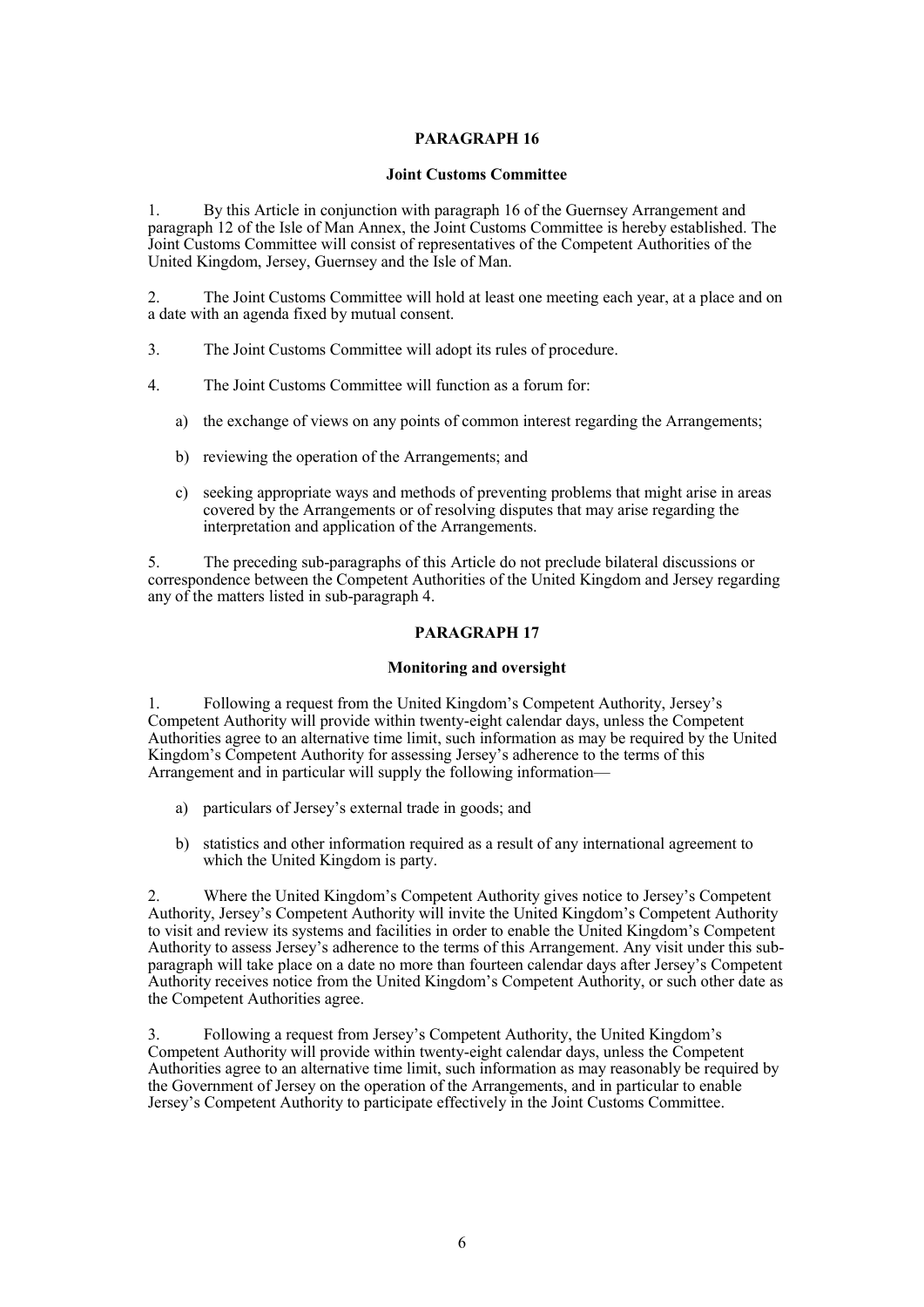## PARAGRAPH 16

### Joint Customs Committee

1. By this Article in conjunction with paragraph 16 of the Guernsey Arrangement and paragraph 12 of the Isle of Man Annex, the Joint Customs Committee is hereby established. The Joint Customs Committee will consist of representatives of the Competent Authorities of the United Kingdom, Jersey, Guernsey and the Isle of Man.

2. The Joint Customs Committee will hold at least one meeting each year, at a place and on a date with an agenda fixed by mutual consent.

3. The Joint Customs Committee will adopt its rules of procedure.

4. The Joint Customs Committee will function as a forum for:

   a) the exchange of views on any points of common interest regarding the Arrangements;

   b) reviewing the operation of the Arrangements; and

   c) seeking appropriate ways and methods of preventing problems that might arise in areas covered by the Arrangements or of resolving disputes that may arise regarding the interpretation and application of the Arrangements.

5. The preceding sub-paragraphs of this Article do not preclude bilateral discussions or correspondence between the Competent Authorities of the United Kingdom and Jersey regarding any of the matters listed in sub-paragraph 4.

## PARAGRAPH 17

### Monitoring and oversight

1. Following a request from the United Kingdom's Competent Authority, Jersey's Competent Authority will provide within twenty-eight calendar days, unless the Competent Authorities agree to an alternative time limit, such information as may be required by the United Kingdom's Competent Authority for assessing Jersey's adherence to the terms of this Arrangement and in particular will supply the following information—

   a) particulars of Jersey's external trade in goods; and

   b) statistics and other information required as a result of any international agreement to which the United Kingdom is party.

2. Where the United Kingdom's Competent Authority gives notice to Jersey's Competent Authority, Jersey's Competent Authority will invite the United Kingdom's Competent Authority to visit and review its systems and facilities in order to enable the United Kingdom's Competent Authority to assess Jersey's adherence to the terms of this Arrangement. Any visit under this sub-paragraph will take place on a date no more than fourteen calendar days after Jersey's Competent Authority receives notice from the United Kingdom's Competent Authority, or such other date as the Competent Authorities agree.

3. Following a request from Jersey's Competent Authority, the United Kingdom's Competent Authority will provide within twenty-eight calendar days, unless the Competent Authorities agree to an alternative time limit, such information as may reasonably be required by the Government of Jersey on the operation of the Arrangements, and in particular to enable Jersey's Competent Authority to participate effectively in the Joint Customs Committee.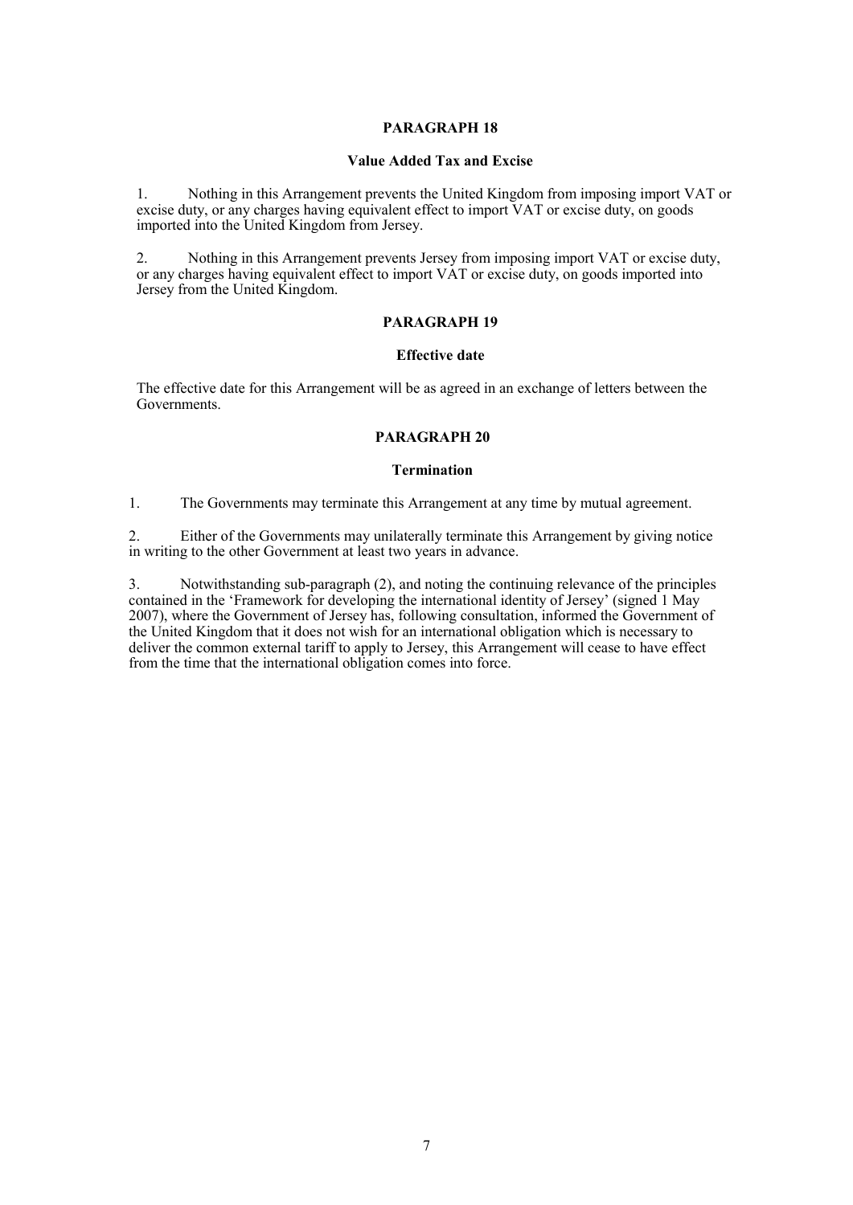## PARAGRAPH 18

### Value Added Tax and Excise

1. Nothing in this Arrangement prevents the United Kingdom from imposing import VAT or excise duty, or any charges having equivalent effect to import VAT or excise duty, on goods imported into the United Kingdom from Jersey.

2. Nothing in this Arrangement prevents Jersey from imposing import VAT or excise duty, or any charges having equivalent effect to import VAT or excise duty, on goods imported into Jersey from the United Kingdom.

## PARAGRAPH 19

### Effective date

The effective date for this Arrangement will be as agreed in an exchange of letters between the Governments.

## PARAGRAPH 20

### Termination

1. The Governments may terminate this Arrangement at any time by mutual agreement.

2. Either of the Governments may unilaterally terminate this Arrangement by giving notice in writing to the other Government at least two years in advance.

3. Notwithstanding sub-paragraph (2), and noting the continuing relevance of the principles contained in the 'Framework for developing the international identity of Jersey' (signed 1 May 2007), where the Government of Jersey has, following consultation, informed the Government of the United Kingdom that it does not wish for an international obligation which is necessary to deliver the common external tariff to apply to Jersey, this Arrangement will cease to have effect from the time that the international obligation comes into force.